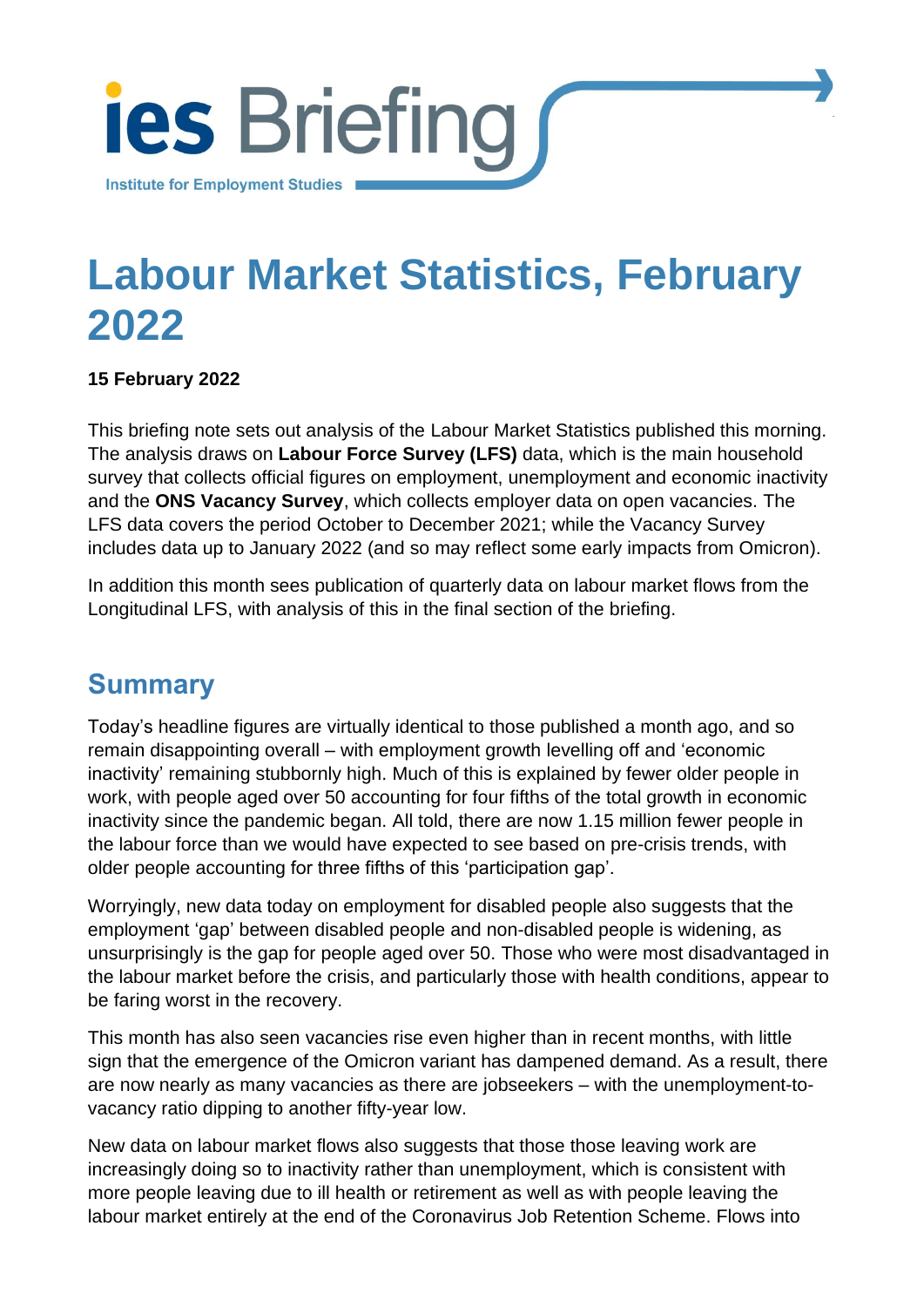ies Briefing

Institute for Employment Studies

# Labour Market Statistics, February 2022

**15 February 2022**

This briefing note sets out analysis of the Labour Market Statistics published this morning. The analysis draws on **Labour Force Survey (LFS)** data, which is the main household survey that collects official figures on employment, unemployment and economic inactivity and the **ONS Vacancy Survey**, which collects employer data on open vacancies. The LFS data covers the period October to December 2021; while the Vacancy Survey includes data up to January 2022 (and so may reflect some early impacts from Omicron).

In addition this month sees publication of quarterly data on labour market flows from the Longitudinal LFS, with analysis of this in the final section of the briefing.

## Summary

Today's headline figures are virtually identical to those published a month ago, and so remain disappointing overall – with employment growth levelling off and 'economic inactivity' remaining stubbornly high. Much of this is explained by fewer older people in work, with people aged over 50 accounting for four fifths of the total growth in economic inactivity since the pandemic began. All told, there are now 1.15 million fewer people in the labour force than we would have expected to see based on pre-crisis trends, with older people accounting for three fifths of this 'participation gap'.

Worryingly, new data today on employment for disabled people also suggests that the employment 'gap' between disabled people and non-disabled people is widening, as unsurprisingly is the gap for people aged over 50. Those who were most disadvantaged in the labour market before the crisis, and particularly those with health conditions, appear to be faring worst in the recovery.

This month has also seen vacancies rise even higher than in recent months, with little sign that the emergence of the Omicron variant has dampened demand. As a result, there are now nearly as many vacancies as there are jobseekers – with the unemployment-to-vacancy ratio dipping to another fifty-year low.

New data on labour market flows also suggests that those those leaving work are increasingly doing so to inactivity rather than unemployment, which is consistent with more people leaving due to ill health or retirement as well as with people leaving the labour market entirely at the end of the Coronavirus Job Retention Scheme. Flows into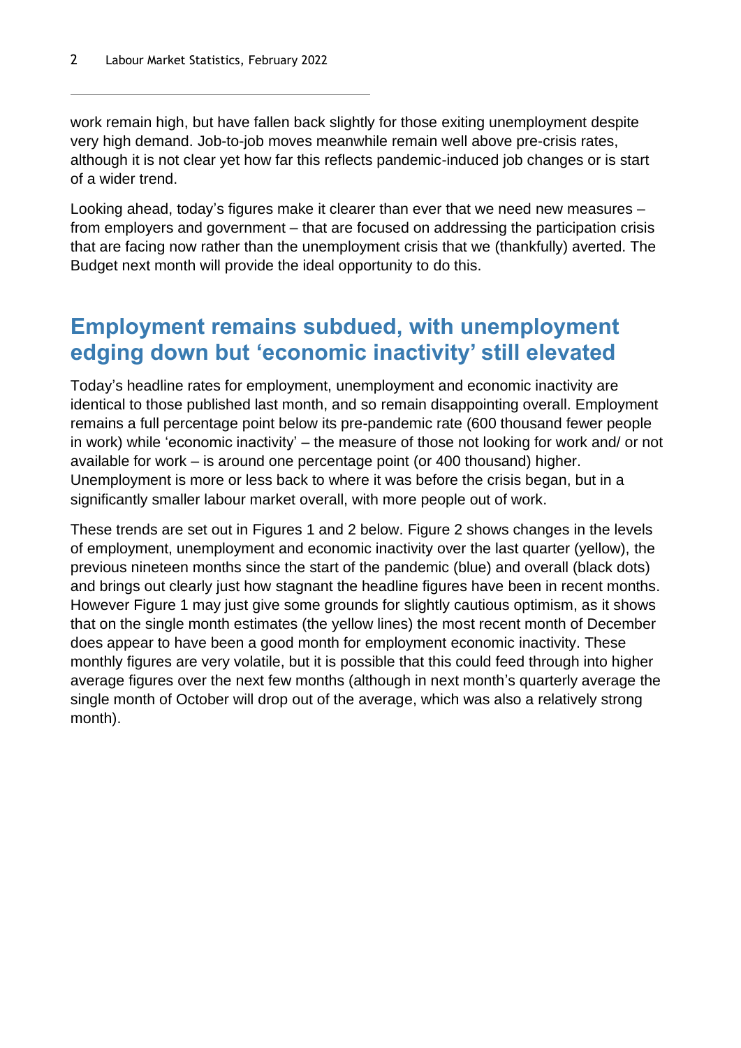work remain high, but have fallen back slightly for those exiting unemployment despite very high demand. Job-to-job moves meanwhile remain well above pre-crisis rates, although it is not clear yet how far this reflects pandemic-induced job changes or is start of a wider trend.

Looking ahead, today's figures make it clearer than ever that we need new measures – from employers and government – that are focused on addressing the participation crisis that are facing now rather than the unemployment crisis that we (thankfully) averted. The Budget next month will provide the ideal opportunity to do this.

## Employment remains subdued, with unemployment edging down but 'economic inactivity' still elevated

Today's headline rates for employment, unemployment and economic inactivity are identical to those published last month, and so remain disappointing overall. Employment remains a full percentage point below its pre-pandemic rate (600 thousand fewer people in work) while 'economic inactivity' – the measure of those not looking for work and/ or not available for work – is around one percentage point (or 400 thousand) higher. Unemployment is more or less back to where it was before the crisis began, but in a significantly smaller labour market overall, with more people out of work.

These trends are set out in Figures 1 and 2 below. Figure 2 shows changes in the levels of employment, unemployment and economic inactivity over the last quarter (yellow), the previous nineteen months since the start of the pandemic (blue) and overall (black dots) and brings out clearly just how stagnant the headline figures have been in recent months. However Figure 1 may just give some grounds for slightly cautious optimism, as it shows that on the single month estimates (the yellow lines) the most recent month of December does appear to have been a good month for employment economic inactivity. These monthly figures are very volatile, but it is possible that this could feed through into higher average figures over the next few months (although in next month's quarterly average the single month of October will drop out of the average, which was also a relatively strong month).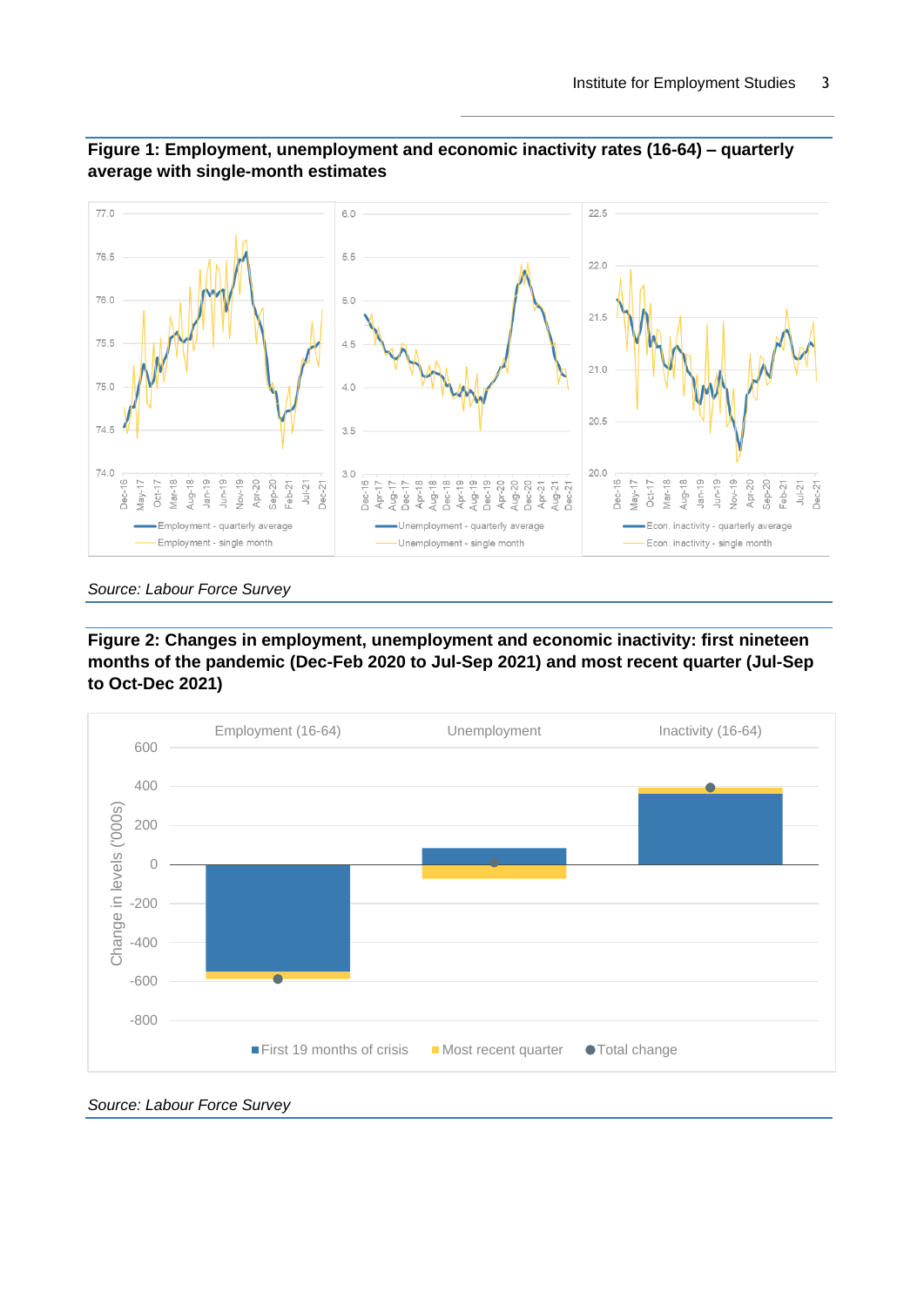**Figure 1: Employment, unemployment and economic inactivity rates (16-64) – quarterly average with single-month estimates**

*Source: Labour Force Survey*

**Figure 2: Changes in employment, unemployment and economic inactivity: first nineteen months of the pandemic (Dec-Feb 2020 to Jul-Sep 2021) and most recent quarter (Jul-Sep to Oct-Dec 2021)**

*Source: Labour Force Survey*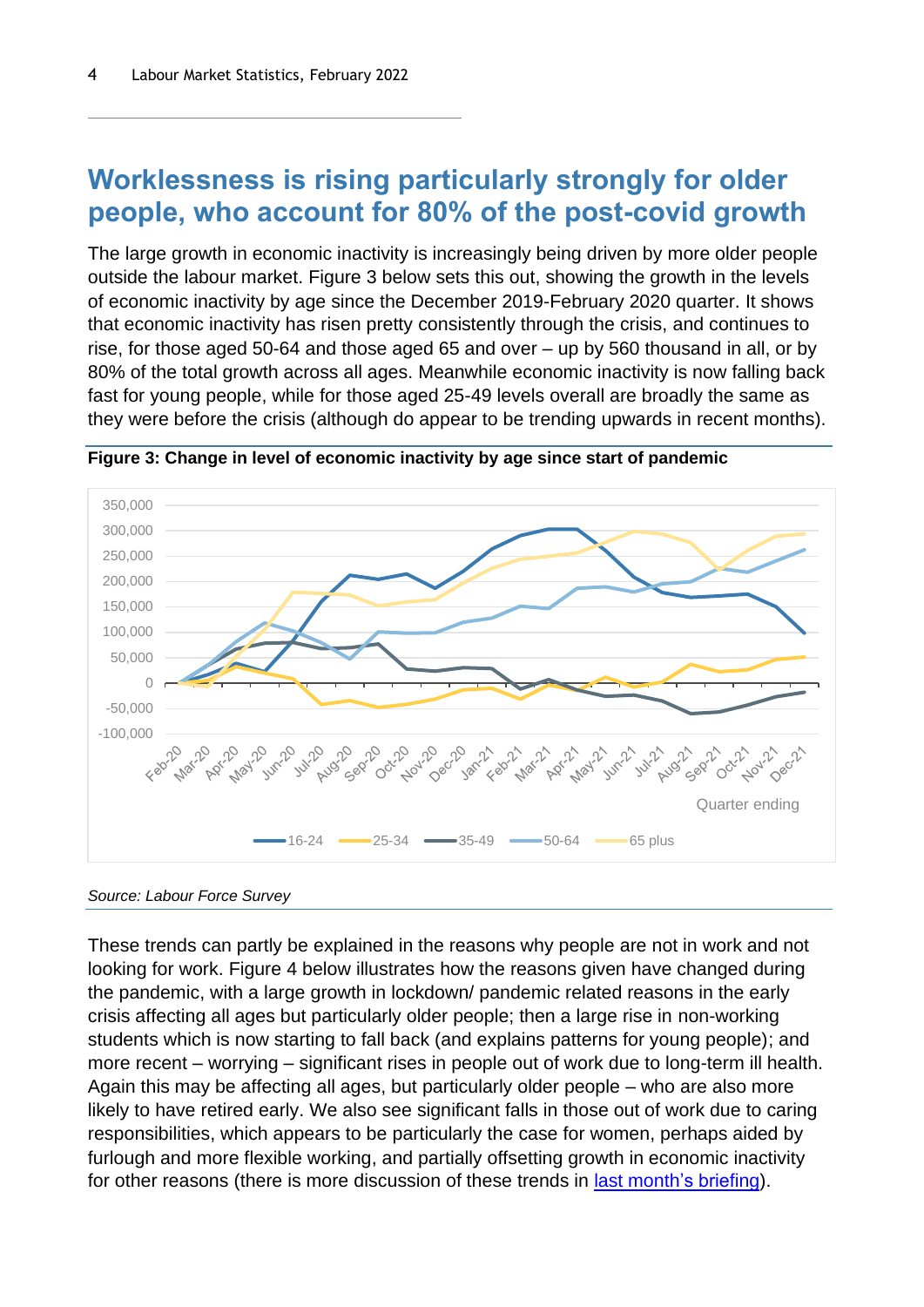## Worklessness is rising particularly strongly for older people, who account for 80% of the post-covid growth

The large growth in economic inactivity is increasingly being driven by more older people outside the labour market. Figure 3 below sets this out, showing the growth in the levels of economic inactivity by age since the December 2019-February 2020 quarter. It shows that economic inactivity has risen pretty consistently through the crisis, and continues to rise, for those aged 50-64 and those aged 65 and over – up by 560 thousand in all, or by 80% of the total growth across all ages. Meanwhile economic inactivity is now falling back fast for young people, while for those aged 25-49 levels overall are broadly the same as they were before the crisis (although do appear to be trending upwards in recent months).

**Figure 3: Change in level of economic inactivity by age since start of pandemic**

*Source: Labour Force Survey*

These trends can partly be explained in the reasons why people are not in work and not looking for work. Figure 4 below illustrates how the reasons given have changed during the pandemic, with a large growth in lockdown/ pandemic related reasons in the early crisis affecting all ages but particularly older people; then a large rise in non-working students which is now starting to fall back (and explains patterns for young people); and more recent – worrying – significant rises in people out of work due to long-term ill health. Again this may be affecting all ages, but particularly older people – who are also more likely to have retired early. We also see significant falls in those out of work due to caring responsibilities, which appears to be particularly the case for women, perhaps aided by furlough and more flexible working, and partially offsetting growth in economic inactivity for other reasons (there is more discussion of these trends in last month's briefing).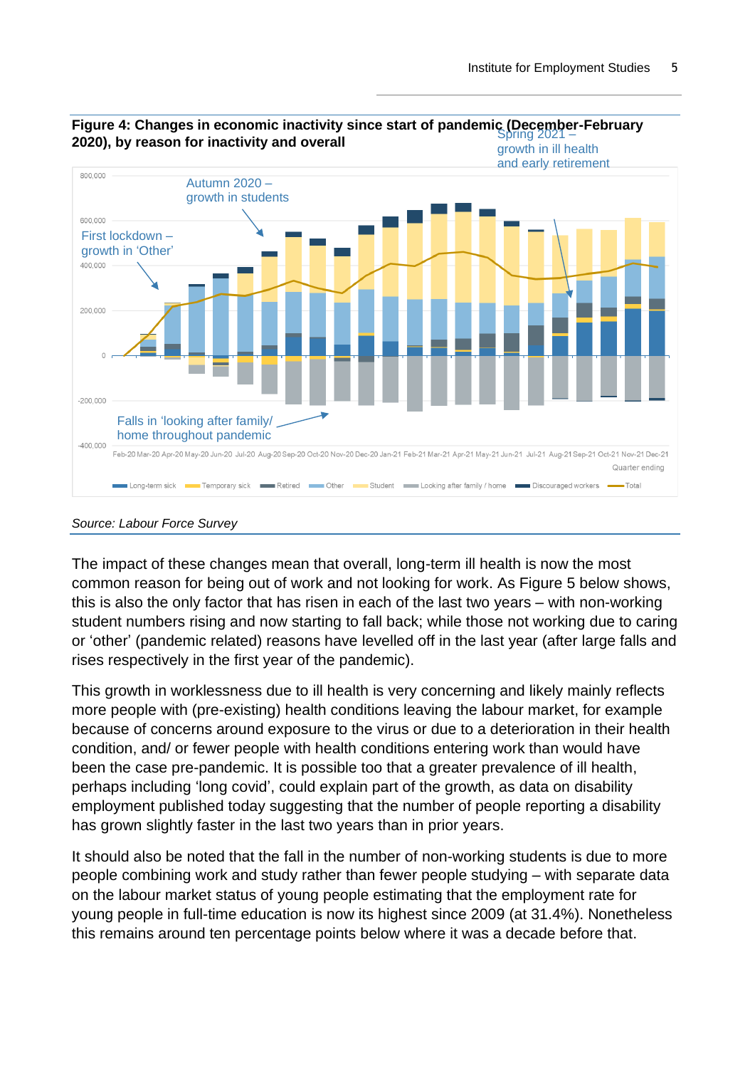**Figure 4: Changes in economic inactivity since start of pandemic (December-February 2020), by reason for inactivity and overall**

*Source: Labour Force Survey*

The impact of these changes mean that overall, long-term ill health is now the most common reason for being out of work and not looking for work. As Figure 5 below shows, this is also the only factor that has risen in each of the last two years – with non-working student numbers rising and now starting to fall back; while those not working due to caring or 'other' (pandemic related) reasons have levelled off in the last year (after large falls and rises respectively in the first year of the pandemic).

This growth in worklessness due to ill health is very concerning and likely mainly reflects more people with (pre-existing) health conditions leaving the labour market, for example because of concerns around exposure to the virus or due to a deterioration in their health condition, and/ or fewer people with health conditions entering work than would have been the case pre-pandemic. It is possible too that a greater prevalence of ill health, perhaps including 'long covid', could explain part of the growth, as data on disability employment published today suggesting that the number of people reporting a disability has grown slightly faster in the last two years than in prior years.

It should also be noted that the fall in the number of non-working students is due to more people combining work and study rather than fewer people studying – with separate data on the labour market status of young people estimating that the employment rate for young people in full-time education is now its highest since 2009 (at 31.4%). Nonetheless this remains around ten percentage points below where it was a decade before that.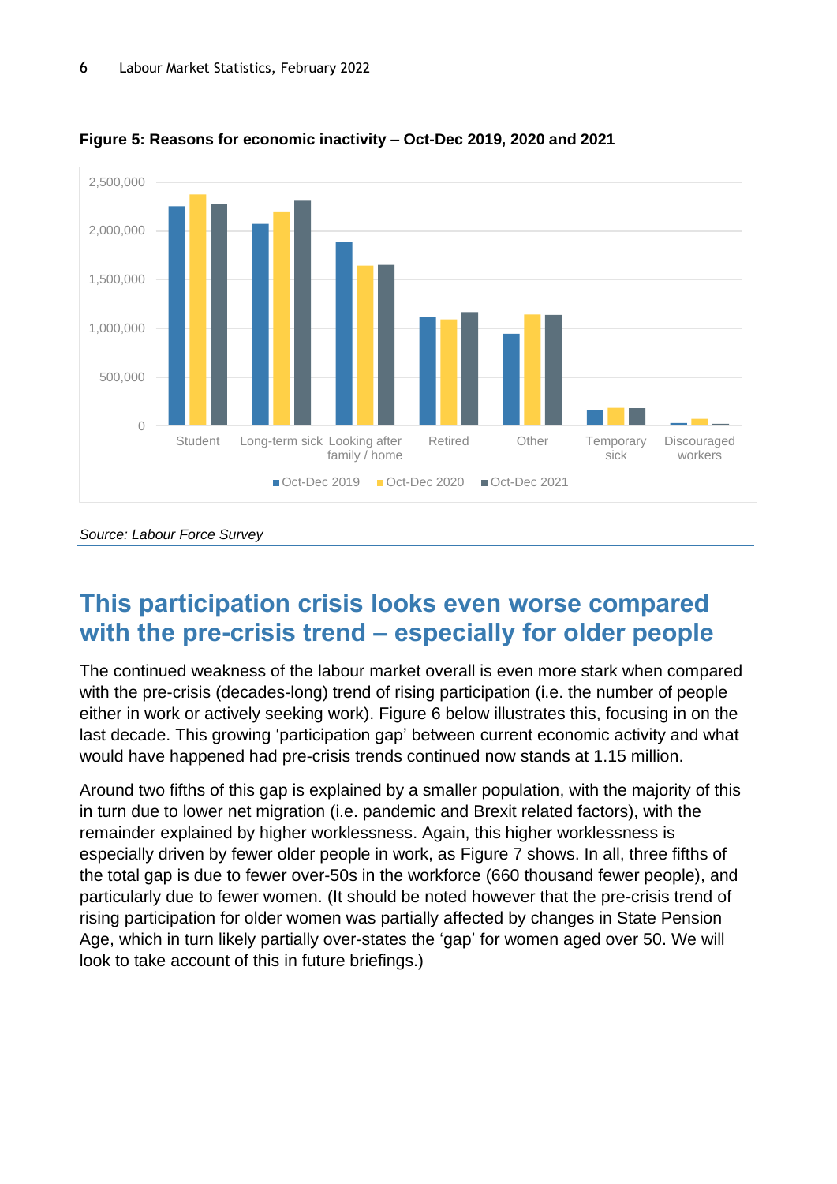**Figure 5: Reasons for economic inactivity – Oct-Dec 2019, 2020 and 2021**

*Source: Labour Force Survey*

## This participation crisis looks even worse compared with the pre-crisis trend – especially for older people

The continued weakness of the labour market overall is even more stark when compared with the pre-crisis (decades-long) trend of rising participation (i.e. the number of people either in work or actively seeking work). Figure 6 below illustrates this, focusing in on the last decade. This growing 'participation gap' between current economic activity and what would have happened had pre-crisis trends continued now stands at 1.15 million.

Around two fifths of this gap is explained by a smaller population, with the majority of this in turn due to lower net migration (i.e. pandemic and Brexit related factors), with the remainder explained by higher worklessness. Again, this higher worklessness is especially driven by fewer older people in work, as Figure 7 shows. In all, three fifths of the total gap is due to fewer over-50s in the workforce (660 thousand fewer people), and particularly due to fewer women. (It should be noted however that the pre-crisis trend of rising participation for older women was partially affected by changes in State Pension Age, which in turn likely partially over-states the 'gap' for women aged over 50. We will look to take account of this in future briefings.)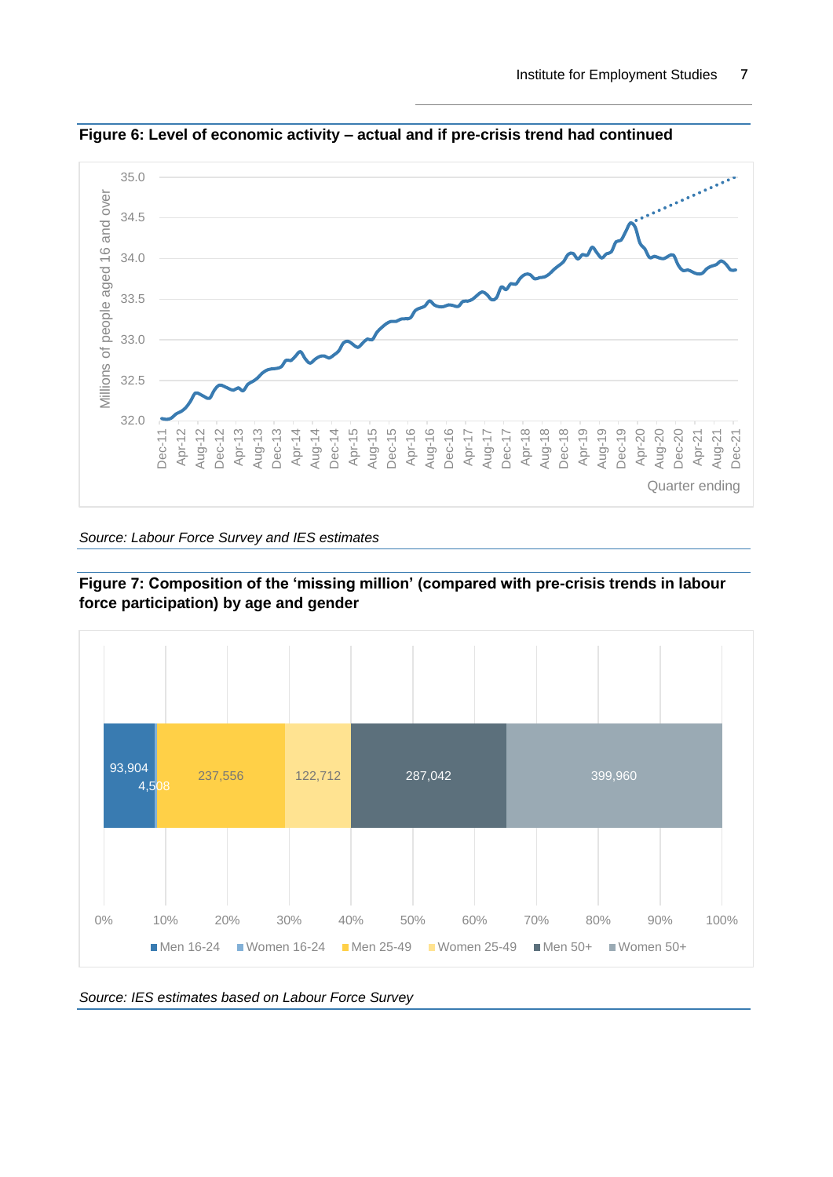**Figure 6: Level of economic activity – actual and if pre-crisis trend had continued**

*Source: Labour Force Survey and IES estimates*

**Figure 7: Composition of the 'missing million' (compared with pre-crisis trends in labour force participation) by age and gender**

*Source: IES estimates based on Labour Force Survey*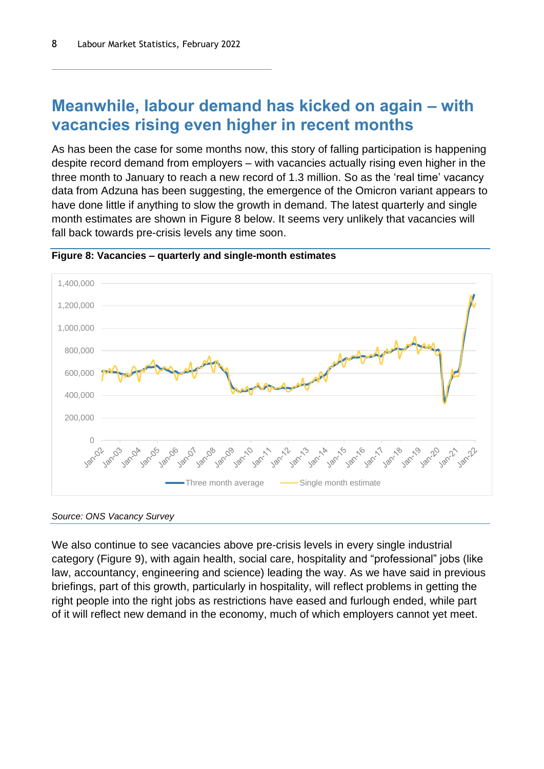## Meanwhile, labour demand has kicked on again – with vacancies rising even higher in recent months

As has been the case for some months now, this story of falling participation is happening despite record demand from employers – with vacancies actually rising even higher in the three month to January to reach a new record of 1.3 million. So as the 'real time' vacancy data from Adzuna has been suggesting, the emergence of the Omicron variant appears to have done little if anything to slow the growth in demand. The latest quarterly and single month estimates are shown in Figure 8 below. It seems very unlikely that vacancies will fall back towards pre-crisis levels any time soon.

**Figure 8: Vacancies – quarterly and single-month estimates**

*Source: ONS Vacancy Survey*

We also continue to see vacancies above pre-crisis levels in every single industrial category (Figure 9), with again health, social care, hospitality and "professional" jobs (like law, accountancy, engineering and science) leading the way. As we have said in previous briefings, part of this growth, particularly in hospitality, will reflect problems in getting the right people into the right jobs as restrictions have eased and furlough ended, while part of it will reflect new demand in the economy, much of which employers cannot yet meet.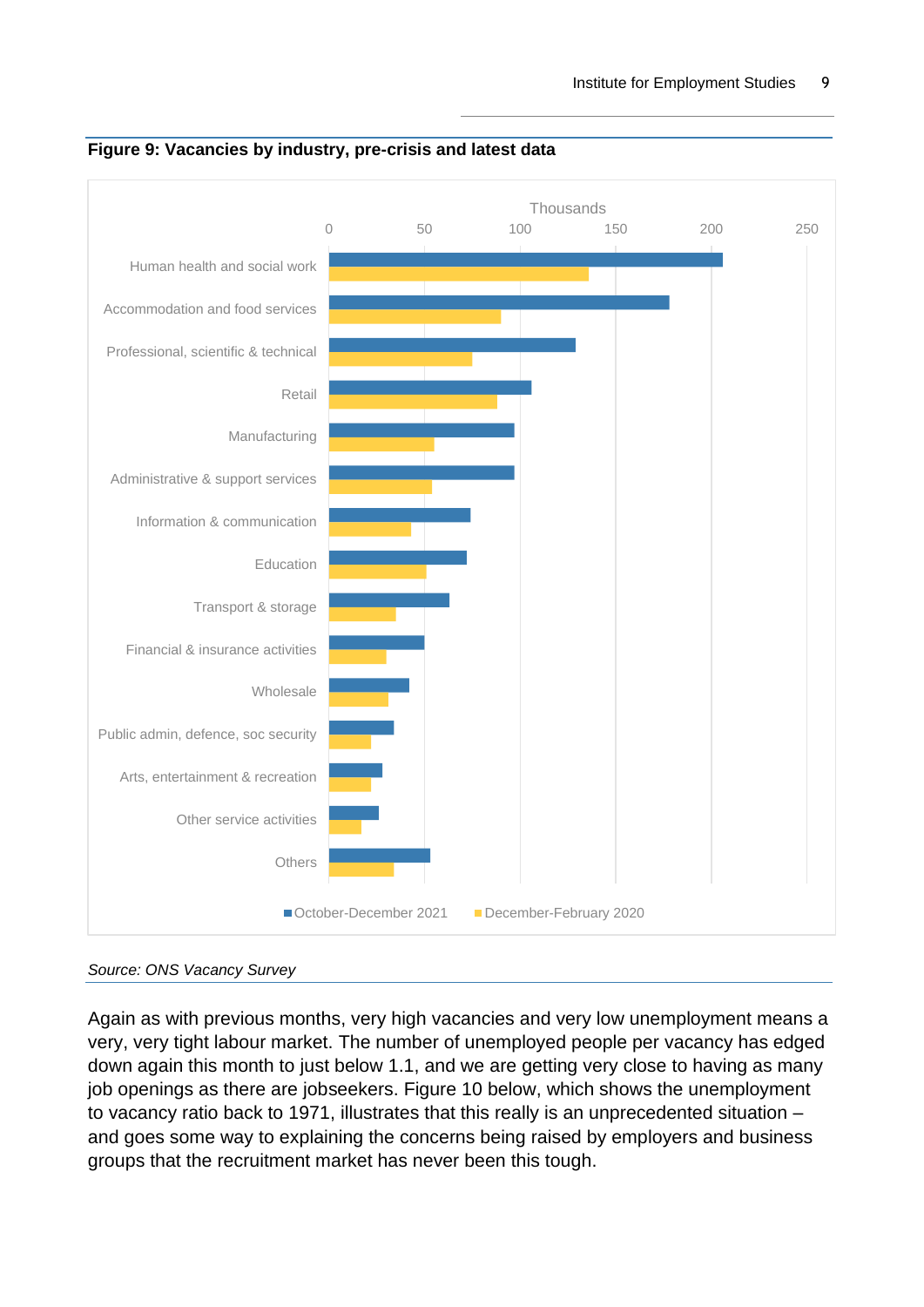**Figure 9: Vacancies by industry, pre-crisis and latest data**

*Source: ONS Vacancy Survey*

Again as with previous months, very high vacancies and very low unemployment means a very, very tight labour market. The number of unemployed people per vacancy has edged down again this month to just below 1.1, and we are getting very close to having as many job openings as there are jobseekers. Figure 10 below, which shows the unemployment to vacancy ratio back to 1971, illustrates that this really is an unprecedented situation – and goes some way to explaining the concerns being raised by employers and business groups that the recruitment market has never been this tough.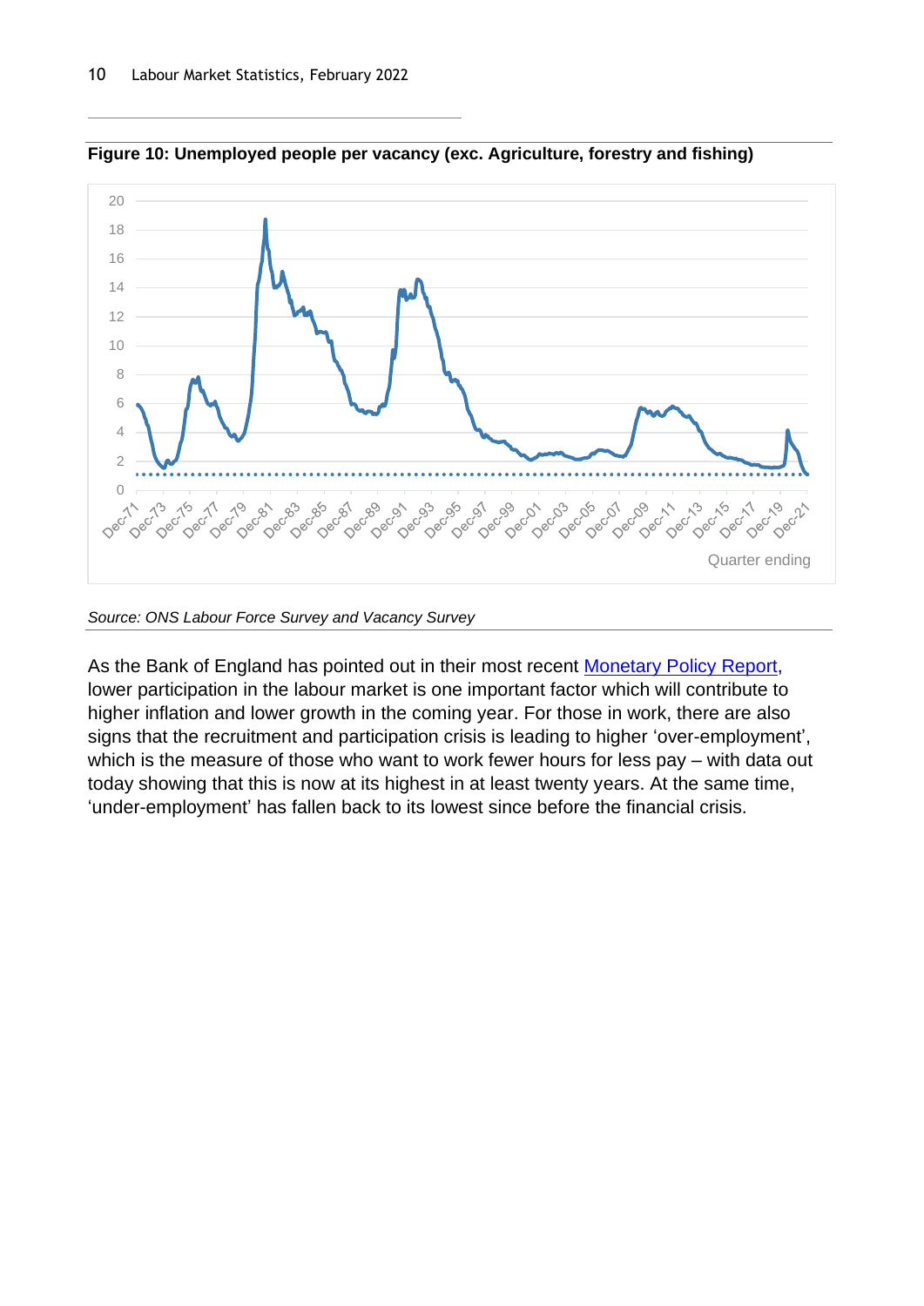**Figure 10: Unemployed people per vacancy (exc. Agriculture, forestry and fishing)**

*Source: ONS Labour Force Survey and Vacancy Survey*

As the Bank of England has pointed out in their most recent Monetary Policy Report, lower participation in the labour market is one important factor which will contribute to higher inflation and lower growth in the coming year. For those in work, there are also signs that the recruitment and participation crisis is leading to higher 'over-employment', which is the measure of those who want to work fewer hours for less pay – with data out today showing that this is now at its highest in at least twenty years. At the same time, 'under-employment' has fallen back to its lowest since before the financial crisis.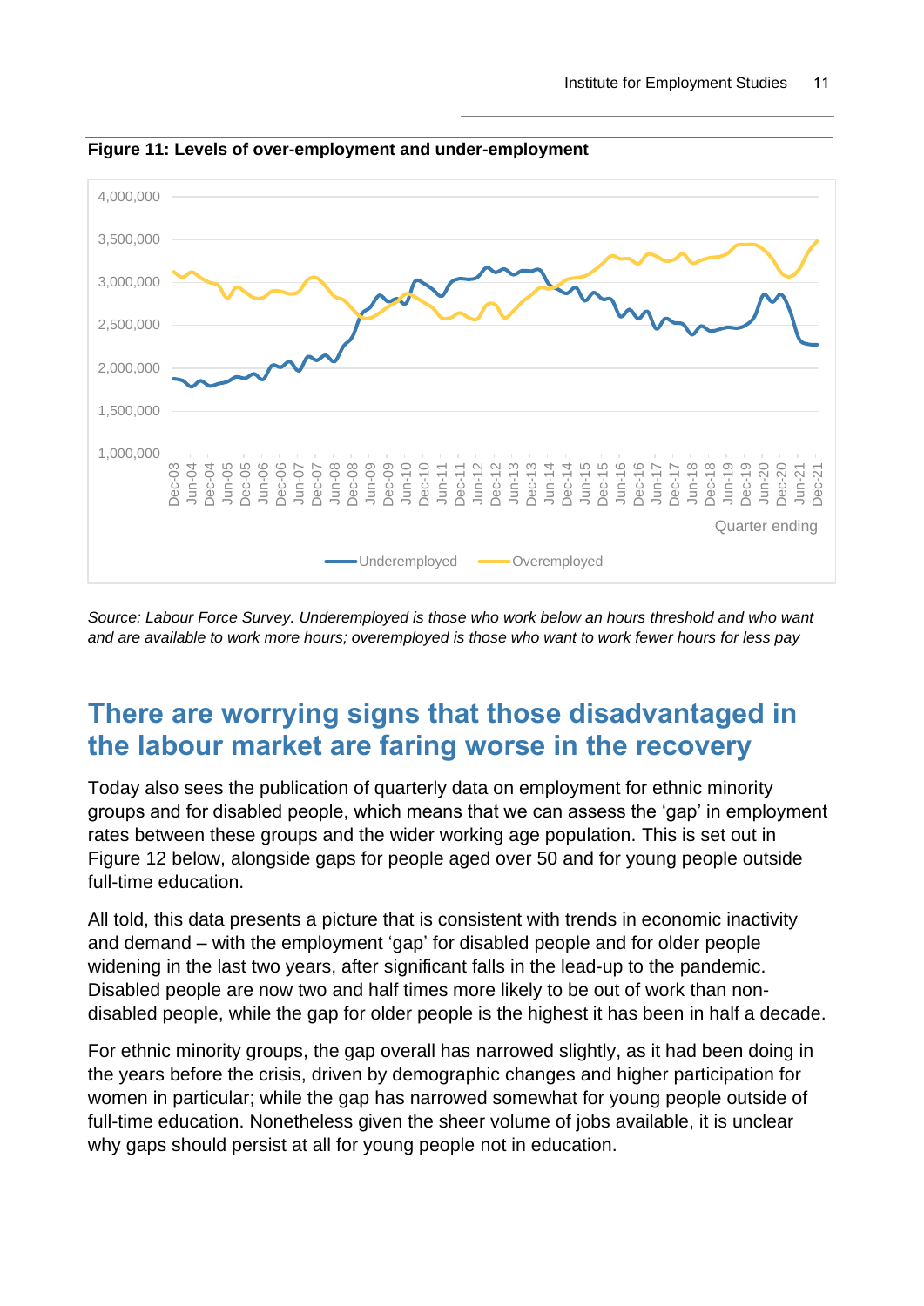**Figure 11: Levels of over-employment and under-employment**

*Source: Labour Force Survey. Underemployed is those who work below an hours threshold and who want and are available to work more hours; overemployed is those who want to work fewer hours for less pay*

## There are worrying signs that those disadvantaged in the labour market are faring worse in the recovery

Today also sees the publication of quarterly data on employment for ethnic minority groups and for disabled people, which means that we can assess the 'gap' in employment rates between these groups and the wider working age population. This is set out in Figure 12 below, alongside gaps for people aged over 50 and for young people outside full-time education.

All told, this data presents a picture that is consistent with trends in economic inactivity and demand – with the employment 'gap' for disabled people and for older people widening in the last two years, after significant falls in the lead-up to the pandemic. Disabled people are now two and half times more likely to be out of work than non-disabled people, while the gap for older people is the highest it has been in half a decade.

For ethnic minority groups, the gap overall has narrowed slightly, as it had been doing in the years before the crisis, driven by demographic changes and higher participation for women in particular; while the gap has narrowed somewhat for young people outside of full-time education. Nonetheless given the sheer volume of jobs available, it is unclear why gaps should persist at all for young people not in education.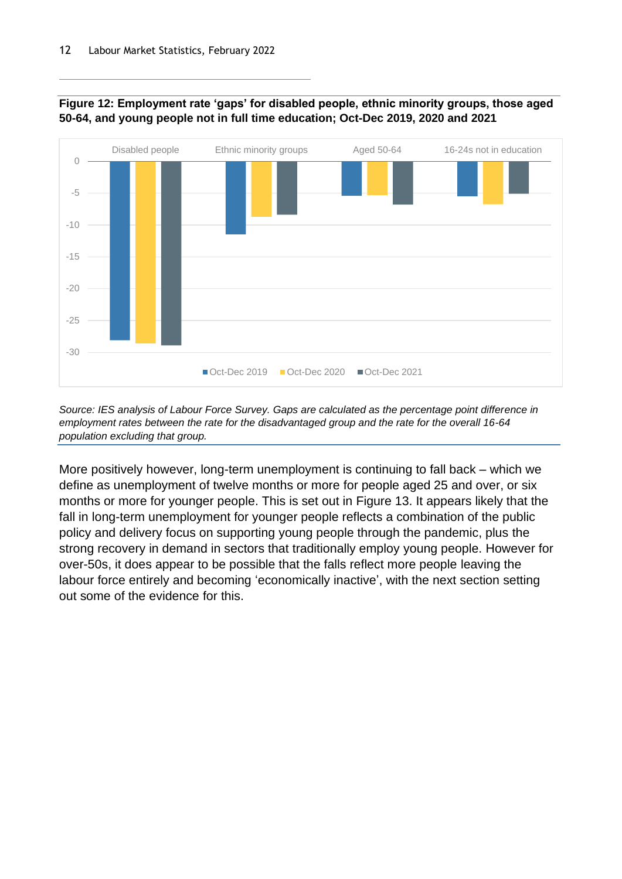**Figure 12: Employment rate 'gaps' for disabled people, ethnic minority groups, those aged 50-64, and young people not in full time education; Oct-Dec 2019, 2020 and 2021**

*Source: IES analysis of Labour Force Survey. Gaps are calculated as the percentage point difference in employment rates between the rate for the disadvantaged group and the rate for the overall 16-64 population excluding that group.*

More positively however, long-term unemployment is continuing to fall back – which we define as unemployment of twelve months or more for people aged 25 and over, or six months or more for younger people. This is set out in Figure 13. It appears likely that the fall in long-term unemployment for younger people reflects a combination of the public policy and delivery focus on supporting young people through the pandemic, plus the strong recovery in demand in sectors that traditionally employ young people. However for over-50s, it does appear to be possible that the falls reflect more people leaving the labour force entirely and becoming 'economically inactive', with the next section setting out some of the evidence for this.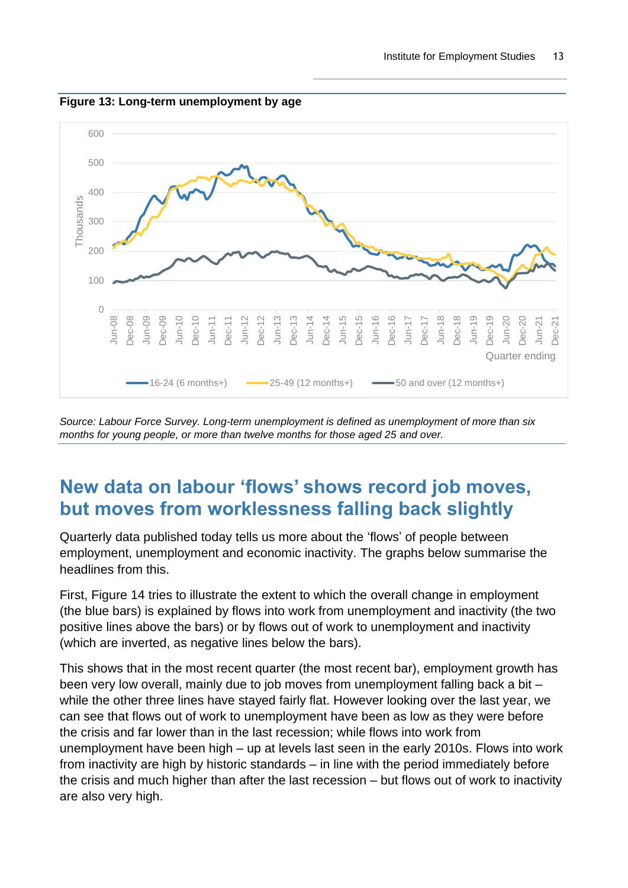**Figure 13: Long-term unemployment by age**

*Source: Labour Force Survey. Long-term unemployment is defined as unemployment of more than six months for young people, or more than twelve months for those aged 25 and over.*

## New data on labour ‘flows’ shows record job moves, but moves from worklessness falling back slightly

Quarterly data published today tells us more about the ‘flows’ of people between employment, unemployment and economic inactivity. The graphs below summarise the headlines from this.

First, Figure 14 tries to illustrate the extent to which the overall change in employment (the blue bars) is explained by flows into work from unemployment and inactivity (the two positive lines above the bars) or by flows out of work to unemployment and inactivity (which are inverted, as negative lines below the bars).

This shows that in the most recent quarter (the most recent bar), employment growth has been very low overall, mainly due to job moves from unemployment falling back a bit – while the other three lines have stayed fairly flat. However looking over the last year, we can see that flows out of work to unemployment have been as low as they were before the crisis and far lower than in the last recession; while flows into work from unemployment have been high – up at levels last seen in the early 2010s. Flows into work from inactivity are high by historic standards – in line with the period immediately before the crisis and much higher than after the last recession – but flows out of work to inactivity are also very high.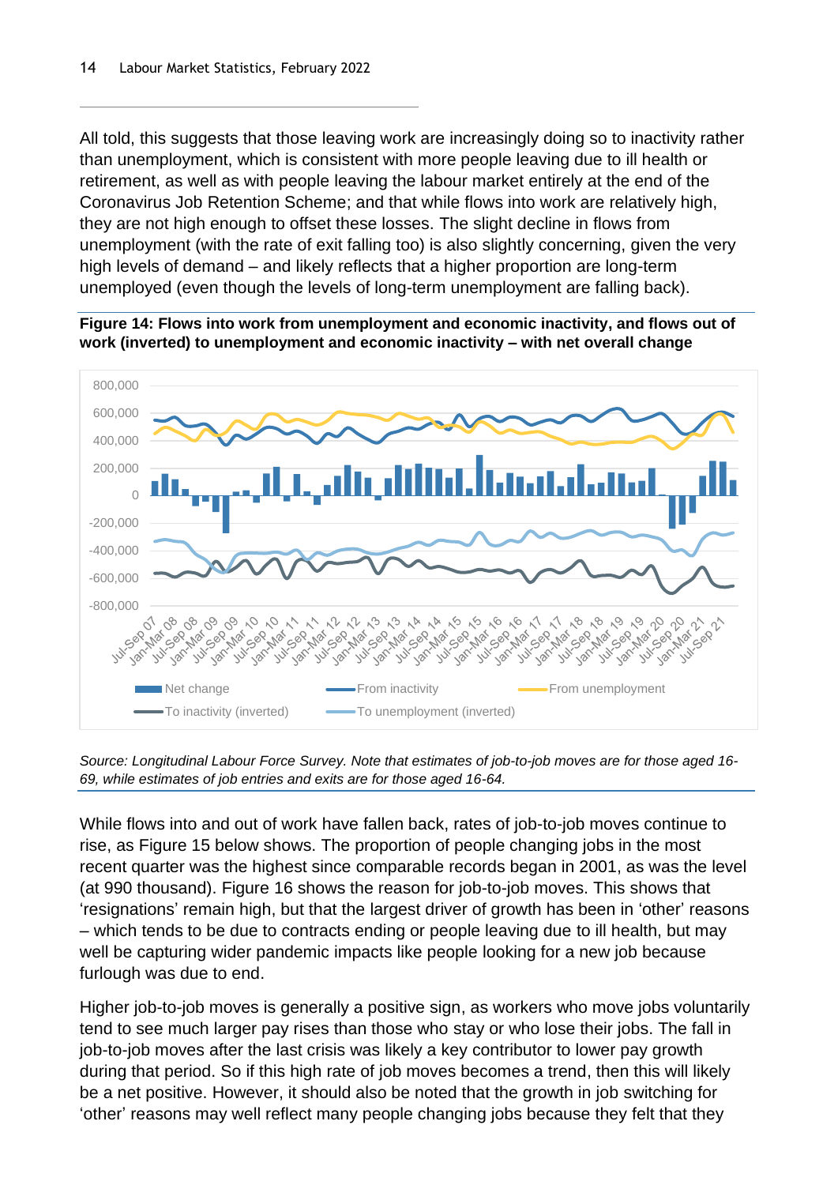All told, this suggests that those leaving work are increasingly doing so to inactivity rather than unemployment, which is consistent with more people leaving due to ill health or retirement, as well as with people leaving the labour market entirely at the end of the Coronavirus Job Retention Scheme; and that while flows into work are relatively high, they are not high enough to offset these losses. The slight decline in flows from unemployment (with the rate of exit falling too) is also slightly concerning, given the very high levels of demand – and likely reflects that a higher proportion are long-term unemployed (even though the levels of long-term unemployment are falling back).

**Figure 14: Flows into work from unemployment and economic inactivity, and flows out of work (inverted) to unemployment and economic inactivity – with net overall change**

*Source: Longitudinal Labour Force Survey. Note that estimates of job-to-job moves are for those aged 16-69, while estimates of job entries and exits are for those aged 16-64.*

While flows into and out of work have fallen back, rates of job-to-job moves continue to rise, as Figure 15 below shows. The proportion of people changing jobs in the most recent quarter was the highest since comparable records began in 2001, as was the level (at 990 thousand). Figure 16 shows the reason for job-to-job moves. This shows that 'resignations' remain high, but that the largest driver of growth has been in 'other' reasons – which tends to be due to contracts ending or people leaving due to ill health, but may well be capturing wider pandemic impacts like people looking for a new job because furlough was due to end.

Higher job-to-job moves is generally a positive sign, as workers who move jobs voluntarily tend to see much larger pay rises than those who stay or who lose their jobs. The fall in job-to-job moves after the last crisis was likely a key contributor to lower pay growth during that period. So if this high rate of job moves becomes a trend, then this will likely be a net positive. However, it should also be noted that the growth in job switching for 'other' reasons may well reflect many people changing jobs because they felt that they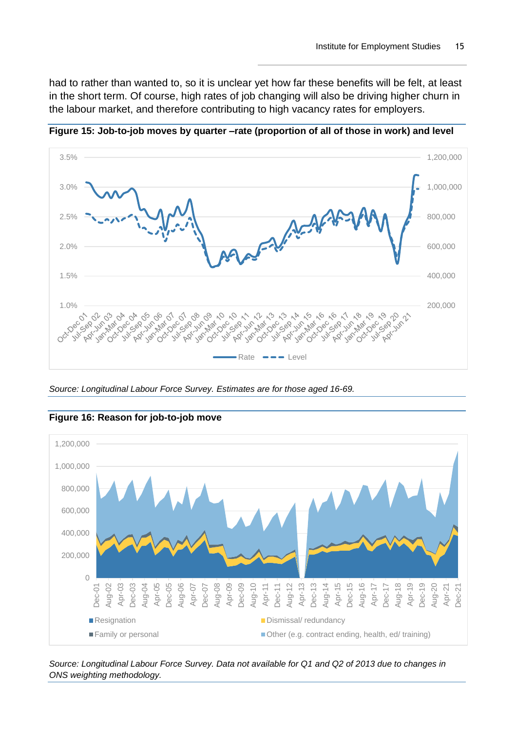had to rather than wanted to, so it is unclear yet how far these benefits will be felt, at least in the short term. Of course, high rates of job changing will also be driving higher churn in the labour market, and therefore contributing to high vacancy rates for employers.

**Figure 15: Job-to-job moves by quarter –rate (proportion of all of those in work) and level**

*Source: Longitudinal Labour Force Survey. Estimates are for those aged 16-69.*

**Figure 16: Reason for job-to-job move**

*Source: Longitudinal Labour Force Survey. Data not available for Q1 and Q2 of 2013 due to changes in ONS weighting methodology.*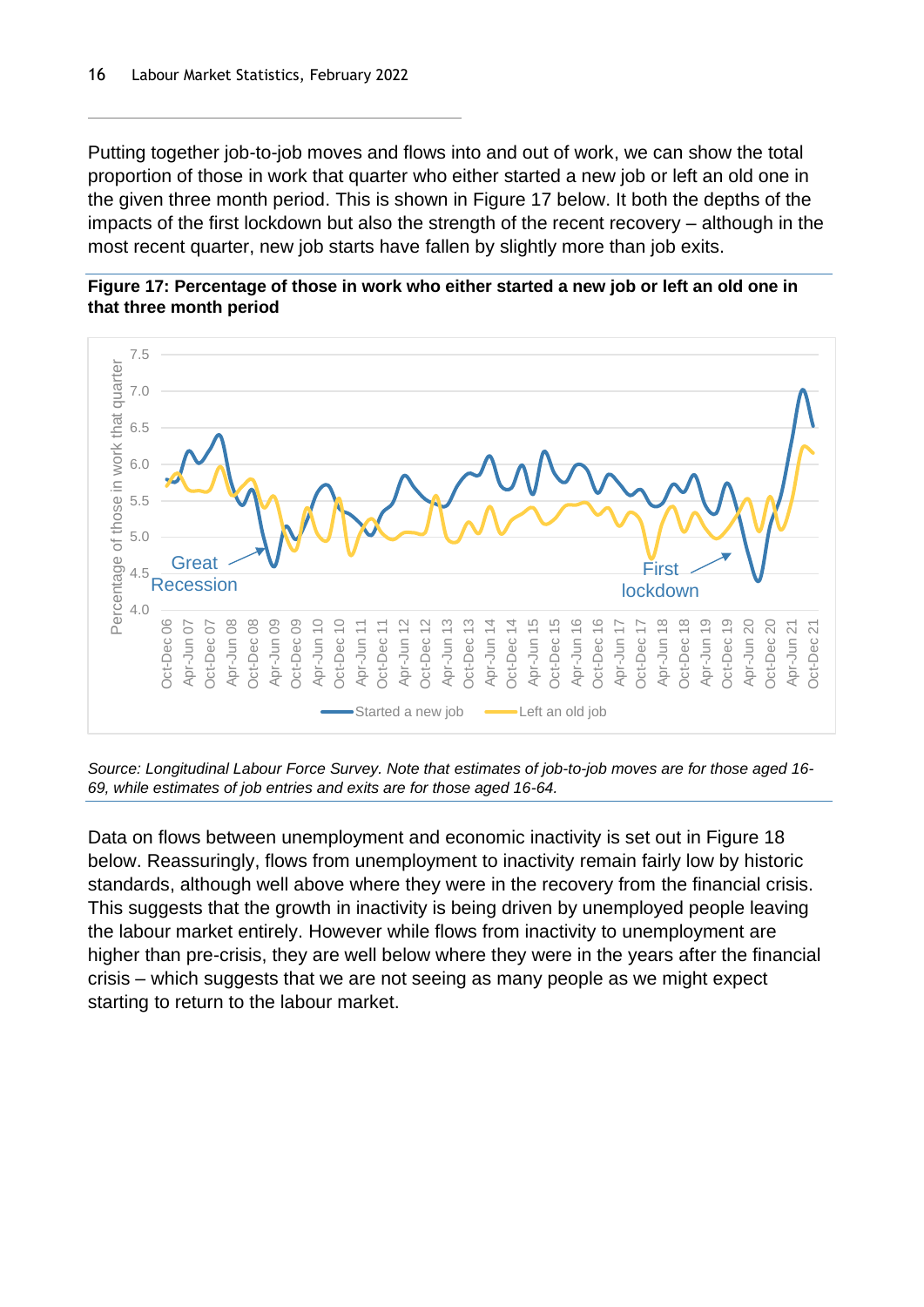Putting together job-to-job moves and flows into and out of work, we can show the total proportion of those in work that quarter who either started a new job or left an old one in the given three month period. This is shown in Figure 17 below. It both the depths of the impacts of the first lockdown but also the strength of the recent recovery – although in the most recent quarter, new job starts have fallen by slightly more than job exits.

**Figure 17: Percentage of those in work who either started a new job or left an old one in that three month period**

*Source: Longitudinal Labour Force Survey. Note that estimates of job-to-job moves are for those aged 16-69, while estimates of job entries and exits are for those aged 16-64.*

Data on flows between unemployment and economic inactivity is set out in Figure 18 below. Reassuringly, flows from unemployment to inactivity remain fairly low by historic standards, although well above where they were in the recovery from the financial crisis. This suggests that the growth in inactivity is being driven by unemployed people leaving the labour market entirely. However while flows from inactivity to unemployment are higher than pre-crisis, they are well below where they were in the years after the financial crisis – which suggests that we are not seeing as many people as we might expect starting to return to the labour market.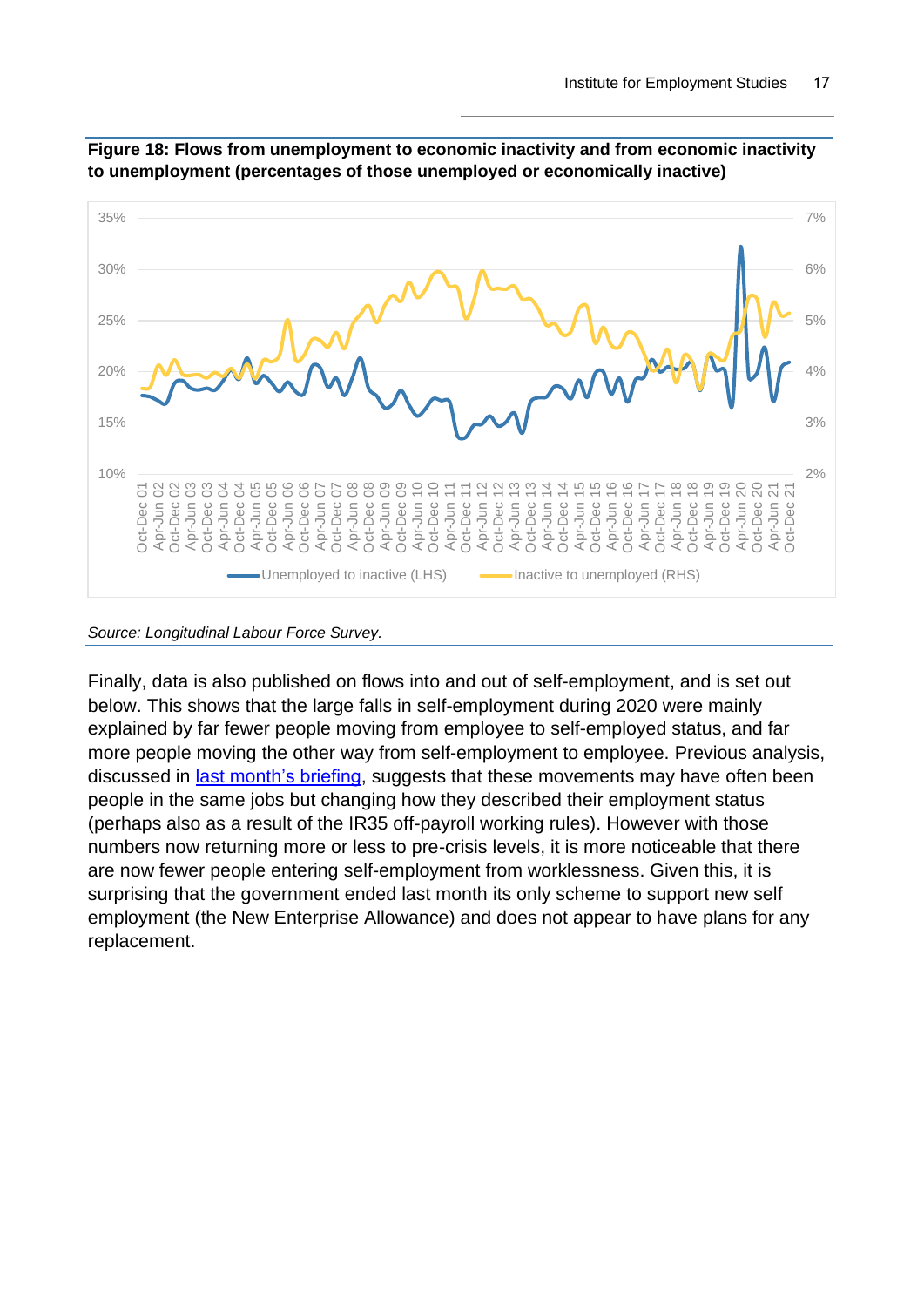**Figure 18: Flows from unemployment to economic inactivity and from economic inactivity to unemployment (percentages of those unemployed or economically inactive)**

*Source: Longitudinal Labour Force Survey.*

Finally, data is also published on flows into and out of self-employment, and is set out below. This shows that the large falls in self-employment during 2020 were mainly explained by far fewer people moving from employee to self-employed status, and far more people moving the other way from self-employment to employee. Previous analysis, discussed in [last month's briefing](), suggests that these movements may have often been people in the same jobs but changing how they described their employment status (perhaps also as a result of the IR35 off-payroll working rules). However with those numbers now returning more or less to pre-crisis levels, it is more noticeable that there are now fewer people entering self-employment from worklessness. Given this, it is surprising that the government ended last month its only scheme to support new self employment (the New Enterprise Allowance) and does not appear to have plans for any replacement.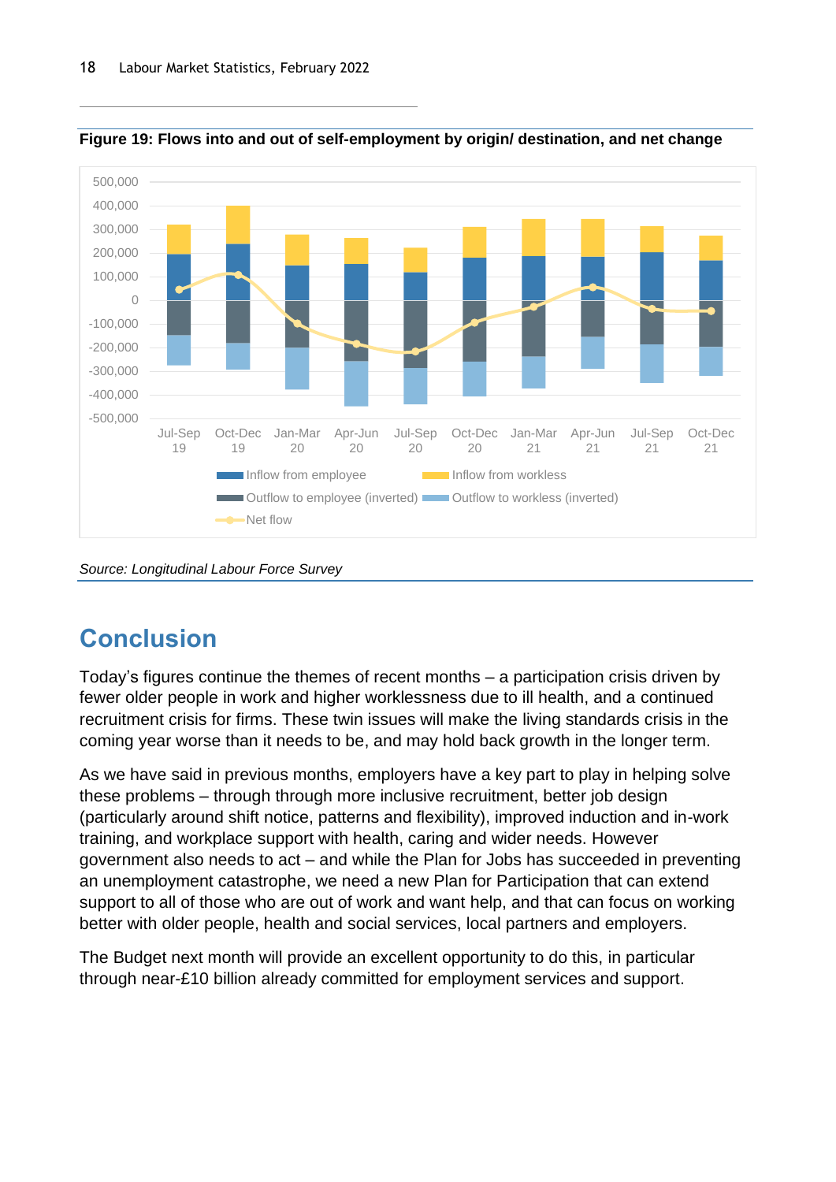**Figure 19: Flows into and out of self-employment by origin/ destination, and net change**

500,000
400,000
300,000
200,000
100,000
0
-100,000
-200,000
-300,000
-400,000
-500,000

Jul-Sep 19
Oct-Dec 19
Jan-Mar 20
Apr-Jun 20
Jul-Sep 20
Oct-Dec 20
Jan-Mar 21
Apr-Jun 21
Jul-Sep 21
Oct-Dec 21

Inflow from employee
Inflow from workless
Outflow to employee (inverted)
Outflow to workless (inverted)
Net flow

*Source: Longitudinal Labour Force Survey*

## Conclusion

Today's figures continue the themes of recent months – a participation crisis driven by fewer older people in work and higher worklessness due to ill health, and a continued recruitment crisis for firms. These twin issues will make the living standards crisis in the coming year worse than it needs to be, and may hold back growth in the longer term.

As we have said in previous months, employers have a key part to play in helping solve these problems – through through more inclusive recruitment, better job design (particularly around shift notice, patterns and flexibility), improved induction and in-work training, and workplace support with health, caring and wider needs. However government also needs to act – and while the Plan for Jobs has succeeded in preventing an unemployment catastrophe, we need a new Plan for Participation that can extend support to all of those who are out of work and want help, and that can focus on working better with older people, health and social services, local partners and employers.

The Budget next month will provide an excellent opportunity to do this, in particular through near-£10 billion already committed for employment services and support.